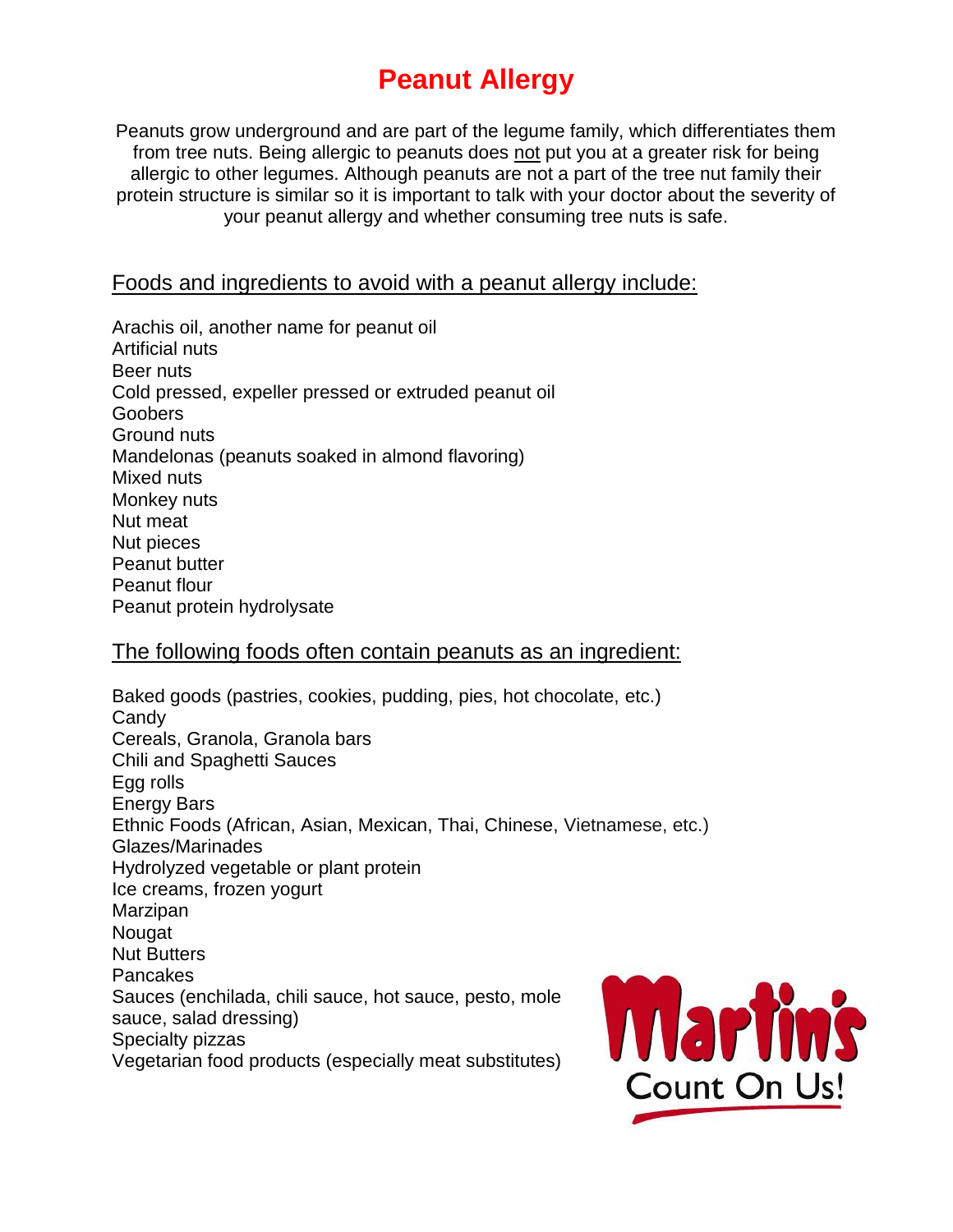# Peanut Allergy

Peanuts grow underground and are part of the legume family, which differentiates them from tree nuts. Being allergic to peanuts does not put you at a greater risk for being allergic to other legumes. Although peanuts are not a part of the tree nut family their protein structure is similar so it is important to talk with your doctor about the severity of your peanut allergy and whether consuming tree nuts is safe.

## Foods and ingredients to avoid with a peanut allergy include:

Arachis oil, another name for peanut oil
Artificial nuts
Beer nuts
Cold pressed, expeller pressed or extruded peanut oil
Goobers
Ground nuts
Mandelonas (peanuts soaked in almond flavoring)
Mixed nuts
Monkey nuts
Nut meat
Nut pieces
Peanut butter
Peanut flour
Peanut protein hydrolysate

## The following foods often contain peanuts as an ingredient:

Baked goods (pastries, cookies, pudding, pies, hot chocolate, etc.)
Candy
Cereals, Granola, Granola bars
Chili and Spaghetti Sauces
Egg rolls
Energy Bars
Ethnic Foods (African, Asian, Mexican, Thai, Chinese, Vietnamese, etc.)
Glazes/Marinades
Hydrolyzed vegetable or plant protein
Ice creams, frozen yogurt
Marzipan
Nougat
Nut Butters
Pancakes
Sauces (enchilada, chili sauce, hot sauce, pesto, mole sauce, salad dressing)
Specialty pizzas
Vegetarian food products (especially meat substitutes)

Martin's Count On Us!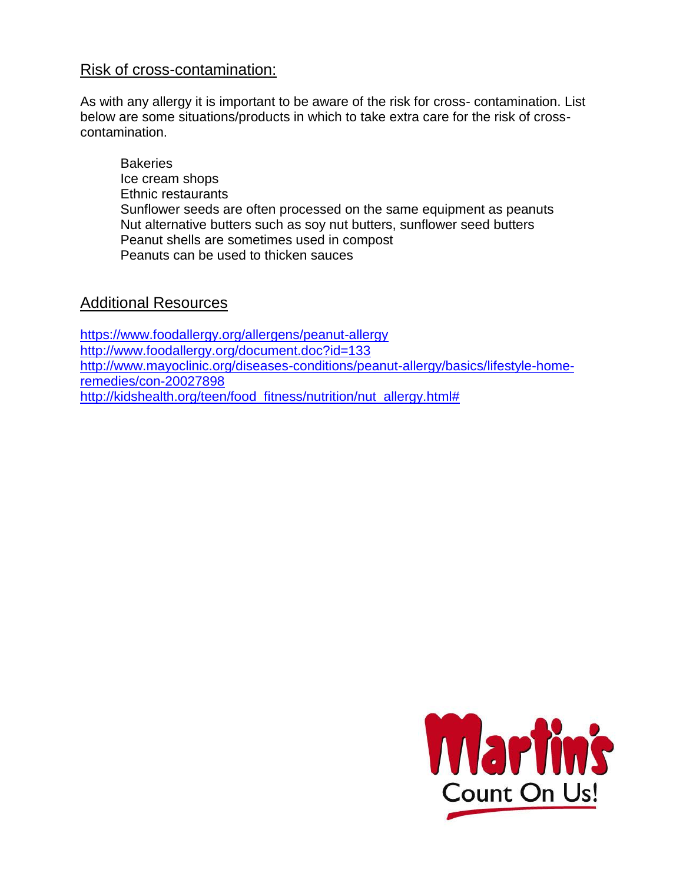## Risk of cross-contamination:

As with any allergy it is important to be aware of the risk for cross- contamination. List below are some situations/products in which to take extra care for the risk of cross-contamination.

- Bakeries
- Ice cream shops
- Ethnic restaurants
- Sunflower seeds are often processed on the same equipment as peanuts
- Nut alternative butters such as soy nut butters, sunflower seed butters
- Peanut shells are sometimes used in compost
- Peanuts can be used to thicken sauces

## Additional Resources

https://www.foodallergy.org/allergens/peanut-allergy
http://www.foodallergy.org/document.doc?id=133
http://www.mayoclinic.org/diseases-conditions/peanut-allergy/basics/lifestyle-home-remedies/con-20027898
http://kidshealth.org/teen/food_fitness/nutrition/nut_allergy.html#

Martin's
Count On Us!